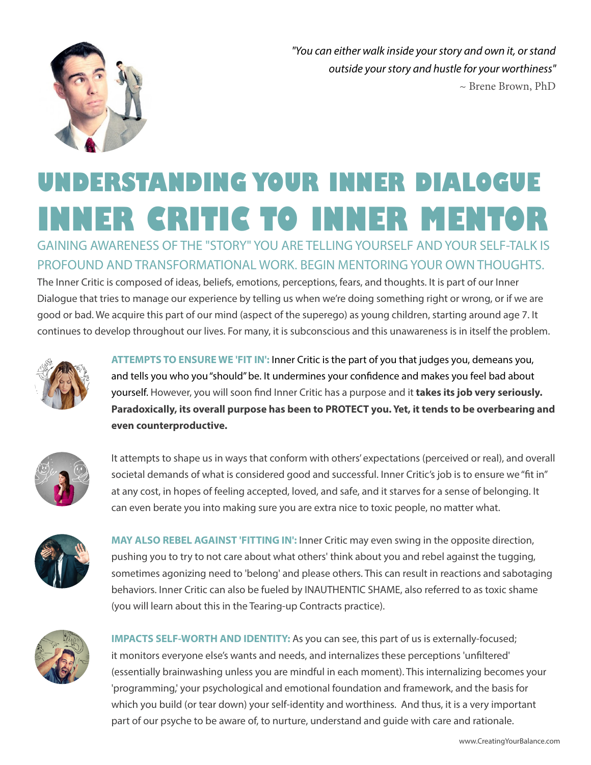*"You can either walk inside your story and own it, or stand outside your story and hustle for your worthiness"*
~ Brene Brown, PhD

# UNDERSTANDING YOUR INNER DIALOGUE
# INNER CRITIC TO INNER MENTOR

## GAINING AWARENESS OF THE "STORY" YOU ARE TELLING YOURSELF AND YOUR SELF-TALK IS PROFOUND AND TRANSFORMATIONAL WORK. BEGIN MENTORING YOUR OWN THOUGHTS.

The Inner Critic is composed of ideas, beliefs, emotions, perceptions, fears, and thoughts. It is part of our Inner Dialogue that tries to manage our experience by telling us when we're doing something right or wrong, or if we are good or bad. We acquire this part of our mind (aspect of the superego) as young children, starting around age 7. It continues to develop throughout our lives. For many, it is subconscious and this unawareness is in itself the problem.

**ATTEMPTS TO ENSURE WE 'FIT IN':** Inner Critic is the part of you that judges you, demeans you, and tells you who you "should" be. It undermines your confidence and makes you feel bad about yourself. However, you will soon find Inner Critic has a purpose and it **takes its job very seriously. Paradoxically, its overall purpose has been to PROTECT you. Yet, it tends to be overbearing and even counterproductive.**

It attempts to shape us in ways that conform with others' expectations (perceived or real), and overall societal demands of what is considered good and successful. Inner Critic's job is to ensure we "fit in" at any cost, in hopes of feeling accepted, loved, and safe, and it starves for a sense of belonging. It can even berate you into making sure you are extra nice to toxic people, no matter what.

**MAY ALSO REBEL AGAINST 'FITTING IN':** Inner Critic may even swing in the opposite direction, pushing you to try to not care about what others' think about you and rebel against the tugging, sometimes agonizing need to 'belong' and please others. This can result in reactions and sabotaging behaviors. Inner Critic can also be fueled by INAUTHENTIC SHAME, also referred to as toxic shame (you will learn about this in the Tearing-up Contracts practice).

**IMPACTS SELF-WORTH AND IDENTITY:** As you can see, this part of us is externally-focused; it monitors everyone else's wants and needs, and internalizes these perceptions 'unfiltered' (essentially brainwashing unless you are mindful in each moment). This internalizing becomes your 'programming,' your psychological and emotional foundation and framework, and the basis for which you build (or tear down) your self-identity and worthiness. And thus, it is a very important part of our psyche to be aware of, to nurture, understand and guide with care and rationale.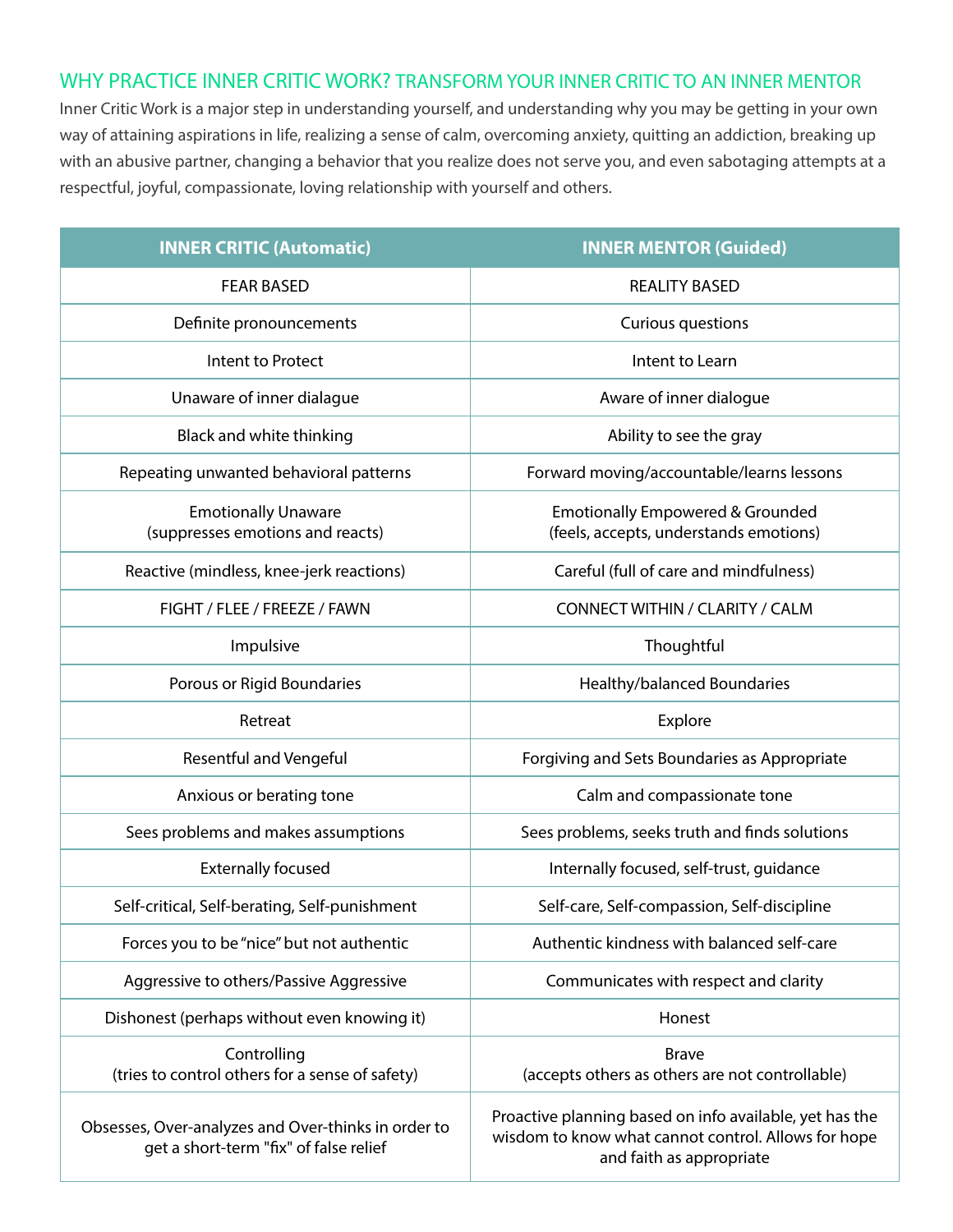## WHY PRACTICE INNER CRITIC WORK? TRANSFORM YOUR INNER CRITIC TO AN INNER MENTOR

Inner Critic Work is a major step in understanding yourself, and understanding why you may be getting in your own way of attaining aspirations in life, realizing a sense of calm, overcoming anxiety, quitting an addiction, breaking up with an abusive partner, changing a behavior that you realize does not serve you, and even sabotaging attempts at a respectful, joyful, compassionate, loving relationship with yourself and others.

| INNER CRITIC (Automatic) | INNER MENTOR (Guided) |
|---|---|
| FEAR BASED | REALITY BASED |
| Definite pronouncements | Curious questions |
| Intent to Protect | Intent to Learn |
| Unaware of inner dialague | Aware of inner dialogue |
| Black and white thinking | Ability to see the gray |
| Repeating unwanted behavioral patterns | Forward moving/accountable/learns lessons |
| Emotionally Unaware (suppresses emotions and reacts) | Emotionally Empowered & Grounded (feels, accepts, understands emotions) |
| Reactive (mindless, knee-jerk reactions) | Careful (full of care and mindfulness) |
| FIGHT / FLEE / FREEZE / FAWN | CONNECT WITHIN / CLARITY / CALM |
| Impulsive | Thoughtful |
| Porous or Rigid Boundaries | Healthy/balanced Boundaries |
| Retreat | Explore |
| Resentful and Vengeful | Forgiving and Sets Boundaries as Appropriate |
| Anxious or berating tone | Calm and compassionate tone |
| Sees problems and makes assumptions | Sees problems, seeks truth and finds solutions |
| Externally focused | Internally focused, self-trust, guidance |
| Self-critical, Self-berating, Self-punishment | Self-care, Self-compassion, Self-discipline |
| Forces you to be "nice" but not authentic | Authentic kindness with balanced self-care |
| Aggressive to others/Passive Aggressive | Communicates with respect and clarity |
| Dishonest (perhaps without even knowing it) | Honest |
| Controlling (tries to control others for a sense of safety) | Brave (accepts others as others are not controllable) |
| Obsesses, Over-analyzes and Over-thinks in order to get a short-term "fix" of false relief | Proactive planning based on info available, yet has the wisdom to know what cannot control. Allows for hope and faith as appropriate |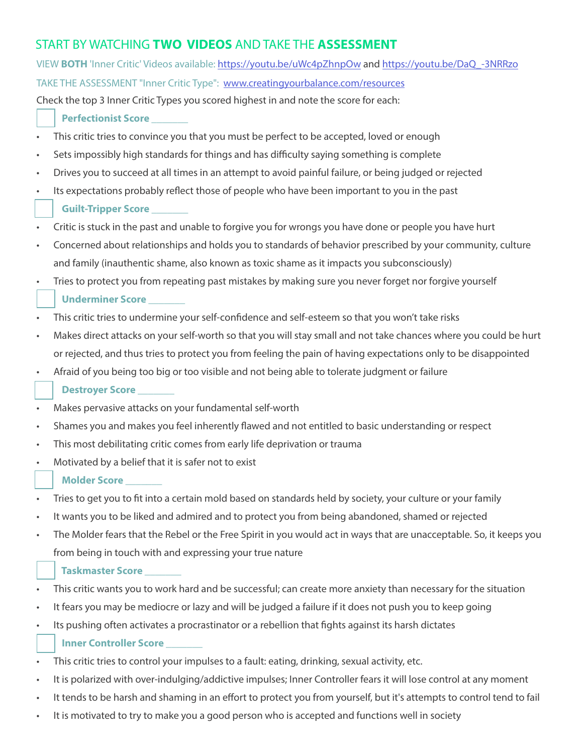## START BY WATCHING **TWO VIDEOS** AND TAKE THE **ASSESSMENT**

VIEW **BOTH** 'Inner Critic' Videos available: [https://youtu.be/uWc4pZhnpOw](https://youtu.be/uWc4pZhnpOw) and [https://youtu.be/DaQ_-3NRRzo](https://youtu.be/DaQ_-3NRRzo)

TAKE THE ASSESSMENT "Inner Critic Type": [www.creatingyourbalance.com/resources](http://www.creatingyourbalance.com/resources)

Check the top 3 Inner Critic Types you scored highest in and note the score for each:

☐ **Perfectionist Score _______**

- This critic tries to convince you that you must be perfect to be accepted, loved or enough
- Sets impossibly high standards for things and has difficulty saying something is complete
- Drives you to succeed at all times in an attempt to avoid painful failure, or being judged or rejected
- Its expectations probably reflect those of people who have been important to you in the past

☐ **Guilt-Tripper Score _______**

- Critic is stuck in the past and unable to forgive you for wrongs you have done or people you have hurt
- Concerned about relationships and holds you to standards of behavior prescribed by your community, culture and family (inauthentic shame, also known as toxic shame as it impacts you subconsciously)
- Tries to protect you from repeating past mistakes by making sure you never forget nor forgive yourself

☐ **Underminer Score _______**

- This critic tries to undermine your self-confidence and self-esteem so that you won't take risks
- Makes direct attacks on your self-worth so that you will stay small and not take chances where you could be hurt or rejected, and thus tries to protect you from feeling the pain of having expectations only to be disappointed
- Afraid of you being too big or too visible and not being able to tolerate judgment or failure

☐ **Destroyer Score _______**

- Makes pervasive attacks on your fundamental self-worth
- Shames you and makes you feel inherently flawed and not entitled to basic understanding or respect
- This most debilitating critic comes from early life deprivation or trauma
- Motivated by a belief that it is safer not to exist

☐ **Molder Score _______**

- Tries to get you to fit into a certain mold based on standards held by society, your culture or your family
- It wants you to be liked and admired and to protect you from being abandoned, shamed or rejected
- The Molder fears that the Rebel or the Free Spirit in you would act in ways that are unacceptable. So, it keeps you from being in touch with and expressing your true nature

☐ **Taskmaster Score _______**

- This critic wants you to work hard and be successful; can create more anxiety than necessary for the situation
- It fears you may be mediocre or lazy and will be judged a failure if it does not push you to keep going
- Its pushing often activates a procrastinator or a rebellion that fights against its harsh dictates

☐ **Inner Controller Score _______**

- This critic tries to control your impulses to a fault: eating, drinking, sexual activity, etc.
- It is polarized with over-indulging/addictive impulses; Inner Controller fears it will lose control at any moment
- It tends to be harsh and shaming in an effort to protect you from yourself, but it's attempts to control tend to fail
- It is motivated to try to make you a good person who is accepted and functions well in society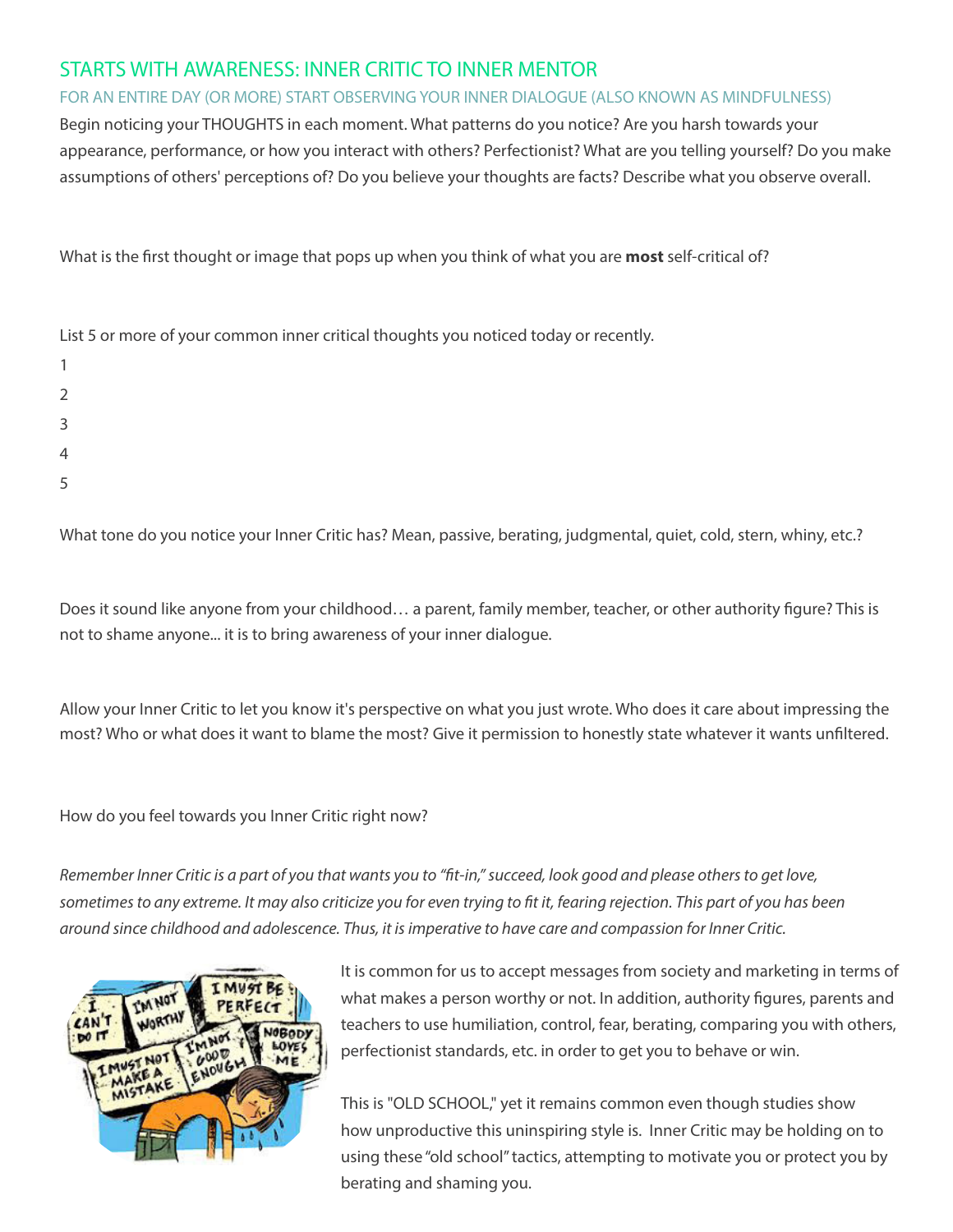## STARTS WITH AWARENESS: INNER CRITIC TO INNER MENTOR

### FOR AN ENTIRE DAY (OR MORE) START OBSERVING YOUR INNER DIALOGUE (ALSO KNOWN AS MINDFULNESS)

Begin noticing your THOUGHTS in each moment. What patterns do you notice? Are you harsh towards your appearance, performance, or how you interact with others? Perfectionist? What are you telling yourself? Do you make assumptions of others' perceptions of? Do you believe your thoughts are facts? Describe what you observe overall.

What is the first thought or image that pops up when you think of what you are **most** self-critical of?

List 5 or more of your common inner critical thoughts you noticed today or recently.

1
2
3
4
5

What tone do you notice your Inner Critic has? Mean, passive, berating, judgmental, quiet, cold, stern, whiny, etc.?

Does it sound like anyone from your childhood… a parent, family member, teacher, or other authority figure? This is not to shame anyone... it is to bring awareness of your inner dialogue.

Allow your Inner Critic to let you know it's perspective on what you just wrote. Who does it care about impressing the most? Who or what does it want to blame the most? Give it permission to honestly state whatever it wants unfiltered.

How do you feel towards you Inner Critic right now?

*Remember Inner Critic is a part of you that wants you to "fit-in," succeed, look good and please others to get love, sometimes to any extreme. It may also criticize you for even trying to fit it, fearing rejection. This part of you has been around since childhood and adolescence. Thus, it is imperative to have care and compassion for Inner Critic.*

It is common for us to accept messages from society and marketing in terms of what makes a person worthy or not. In addition, authority figures, parents and teachers to use humiliation, control, fear, berating, comparing you with others, perfectionist standards, etc. in order to get you to behave or win.

This is "OLD SCHOOL," yet it remains common even though studies show how unproductive this uninspiring style is. Inner Critic may be holding on to using these "old school" tactics, attempting to motivate you or protect you by berating and shaming you.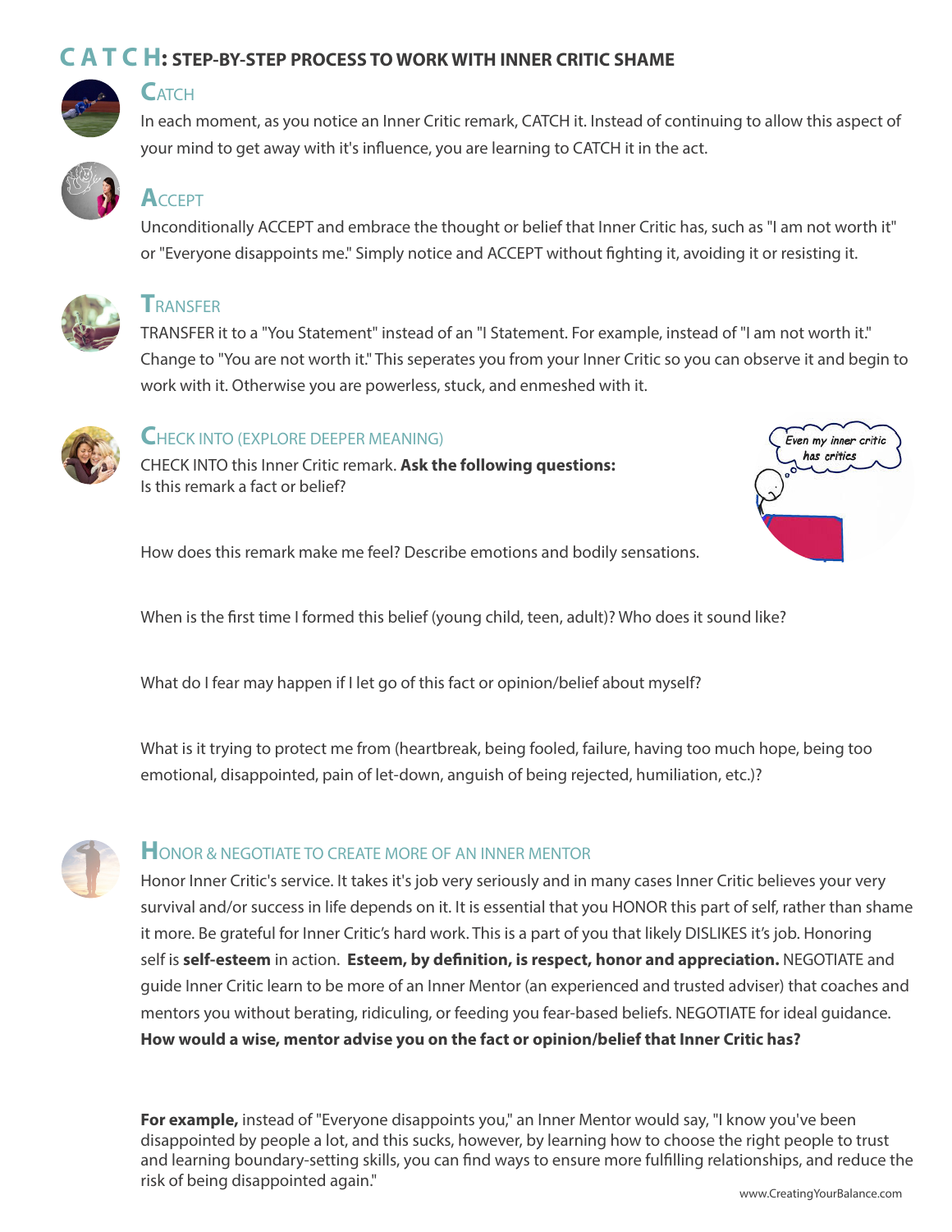## C A T C H: STEP-BY-STEP PROCESS TO WORK WITH INNER CRITIC SHAME

### CATCH

In each moment, as you notice an Inner Critic remark, CATCH it. Instead of continuing to allow this aspect of your mind to get away with it's influence, you are learning to CATCH it in the act.

### ACCEPT

Unconditionally ACCEPT and embrace the thought or belief that Inner Critic has, such as "I am not worth it" or "Everyone disappoints me." Simply notice and ACCEPT without fighting it, avoiding it or resisting it.

### TRANSFER

TRANSFER it to a "You Statement" instead of an "I Statement. For example, instead of "I am not worth it." Change to "You are not worth it." This seperates you from your Inner Critic so you can observe it and begin to work with it. Otherwise you are powerless, stuck, and enmeshed with it.

### CHECK INTO (EXPLORE DEEPER MEANING)

CHECK INTO this Inner Critic remark. **Ask the following questions:**
Is this remark a fact or belief?

Even my inner critic has critics

How does this remark make me feel? Describe emotions and bodily sensations.

When is the first time I formed this belief (young child, teen, adult)? Who does it sound like?

What do I fear may happen if I let go of this fact or opinion/belief about myself?

What is it trying to protect me from (heartbreak, being fooled, failure, having too much hope, being too emotional, disappointed, pain of let-down, anguish of being rejected, humiliation, etc.)?

### HONOR & NEGOTIATE TO CREATE MORE OF AN INNER MENTOR

Honor Inner Critic's service. It takes it's job very seriously and in many cases Inner Critic believes your very survival and/or success in life depends on it. It is essential that you HONOR this part of self, rather than shame it more. Be grateful for Inner Critic's hard work. This is a part of you that likely DISLIKES it's job. Honoring self is **self-esteem** in action. **Esteem, by definition, is respect, honor and appreciation.** NEGOTIATE and guide Inner Critic learn to be more of an Inner Mentor (an experienced and trusted adviser) that coaches and mentors you without berating, ridiculing, or feeding you fear-based beliefs. NEGOTIATE for ideal guidance. **How would a wise, mentor advise you on the fact or opinion/belief that Inner Critic has?**

**For example,** instead of "Everyone disappoints you," an Inner Mentor would say, "I know you've been disappointed by people a lot, and this sucks, however, by learning how to choose the right people to trust and learning boundary-setting skills, you can find ways to ensure more fulfilling relationships, and reduce the risk of being disappointed again."

www.CreatingYourBalance.com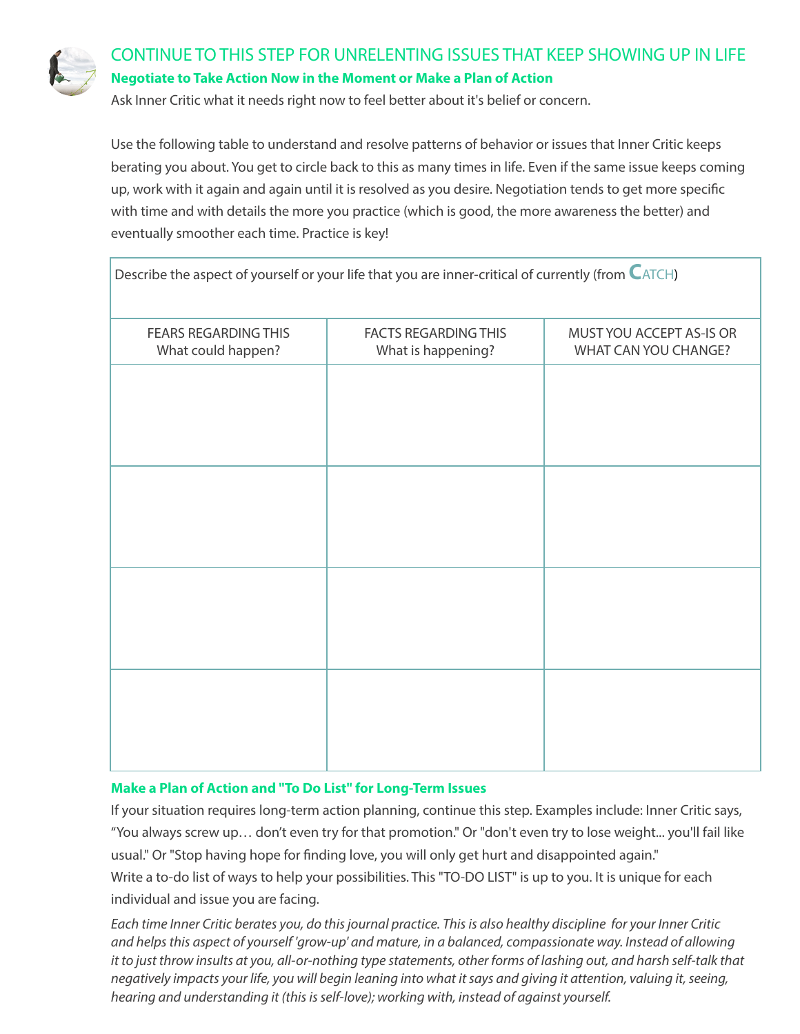## CONTINUE TO THIS STEP FOR UNRELENTING ISSUES THAT KEEP SHOWING UP IN LIFE

### Negotiate to Take Action Now in the Moment or Make a Plan of Action

Ask Inner Critic what it needs right now to feel better about it's belief or concern.

Use the following table to understand and resolve patterns of behavior or issues that Inner Critic keeps berating you about. You get to circle back to this as many times in life. Even if the same issue keeps coming up, work with it again and again until it is resolved as you desire. Negotiation tends to get more specific with time and with details the more you practice (which is good, the more awareness the better) and eventually smoother each time. Practice is key!

| Describe the aspect of yourself or your life that you are inner-critical of currently (from CATCH) | | |
|---|---|---|
| FEARS REGARDING THIS<br>What could happen? | FACTS REGARDING THIS<br>What is happening? | MUST YOU ACCEPT AS-IS OR<br>WHAT CAN YOU CHANGE? |
| | | |
| | | |
| | | |
| | | |

### Make a Plan of Action and "To Do List" for Long-Term Issues

If your situation requires long-term action planning, continue this step. Examples include: Inner Critic says, “You always screw up… don’t even try for that promotion." Or "don't even try to lose weight... you'll fail like usual." Or "Stop having hope for finding love, you will only get hurt and disappointed again."

Write a to-do list of ways to help your possibilities. This "TO-DO LIST" is up to you. It is unique for each individual and issue you are facing.

*Each time Inner Critic berates you, do this journal practice. This is also healthy discipline for your Inner Critic and helps this aspect of yourself 'grow-up' and mature, in a balanced, compassionate way. Instead of allowing it to just throw insults at you, all-or-nothing type statements, other forms of lashing out, and harsh self-talk that negatively impacts your life, you will begin leaning into what it says and giving it attention, valuing it, seeing, hearing and understanding it (this is self-love); working with, instead of against yourself.*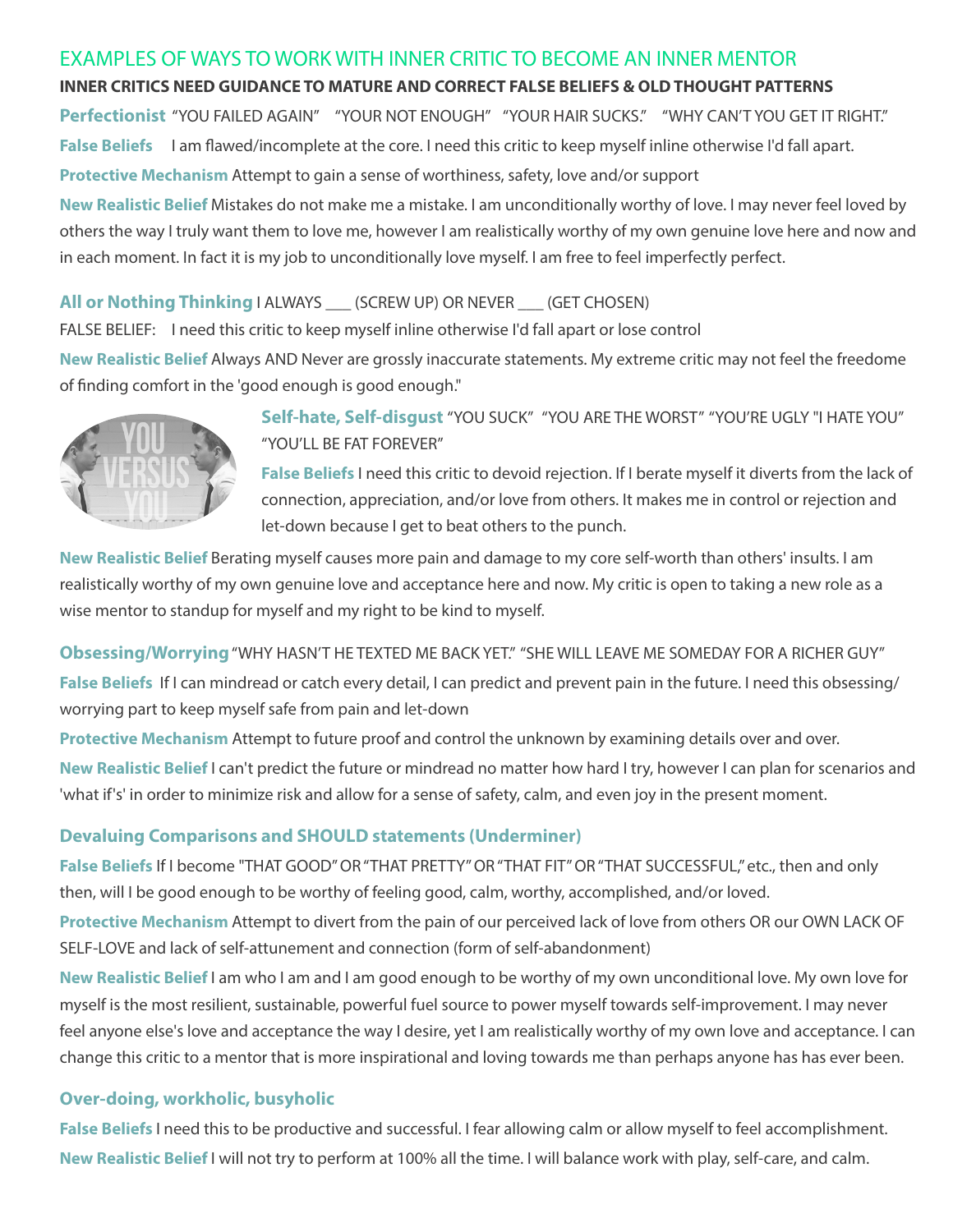## EXAMPLES OF WAYS TO WORK WITH INNER CRITIC TO BECOME AN INNER MENTOR

**INNER CRITICS NEED GUIDANCE TO MATURE AND CORRECT FALSE BELIEFS & OLD THOUGHT PATTERNS**

**Perfectionist** "YOU FAILED AGAIN" "YOUR NOT ENOUGH" "YOUR HAIR SUCKS." "WHY CAN'T YOU GET IT RIGHT."

**False Beliefs** I am flawed/incomplete at the core. I need this critic to keep myself inline otherwise I'd fall apart.

**Protective Mechanism** Attempt to gain a sense of worthiness, safety, love and/or support

**New Realistic Belief** Mistakes do not make me a mistake. I am unconditionally worthy of love. I may never feel loved by others the way I truly want them to love me, however I am realistically worthy of my own genuine love here and now and in each moment. In fact it is my job to unconditionally love myself. I am free to feel imperfectly perfect.

**All or Nothing Thinking** I ALWAYS ___ (SCREW UP) OR NEVER ___ (GET CHOSEN)

FALSE BELIEF: I need this critic to keep myself inline otherwise I'd fall apart or lose control

**New Realistic Belief** Always AND Never are grossly inaccurate statements. My extreme critic may not feel the freedome of finding comfort in the 'good enough is good enough."

**Self-hate, Self-disgust** "YOU SUCK" "YOU ARE THE WORST" "YOU'RE UGLY "I HATE YOU" "YOU'LL BE FAT FOREVER"

**False Beliefs** I need this critic to devoid rejection. If I berate myself it diverts from the lack of connection, appreciation, and/or love from others. It makes me in control or rejection and let-down because I get to beat others to the punch.

**New Realistic Belief** Berating myself causes more pain and damage to my core self-worth than others' insults. I am realistically worthy of my own genuine love and acceptance here and now. My critic is open to taking a new role as a wise mentor to standup for myself and my right to be kind to myself.

**Obsessing/Worrying** "WHY HASN'T HE TEXTED ME BACK YET." "SHE WILL LEAVE ME SOMEDAY FOR A RICHER GUY"

**False Beliefs** If I can mindread or catch every detail, I can predict and prevent pain in the future. I need this obsessing/ worrying part to keep myself safe from pain and let-down

**Protective Mechanism** Attempt to future proof and control the unknown by examining details over and over.

**New Realistic Belief** I can't predict the future or mindread no matter how hard I try, however I can plan for scenarios and 'what if's' in order to minimize risk and allow for a sense of safety, calm, and even joy in the present moment.

**Devaluing Comparisons and SHOULD statements (Underminer)**

**False Beliefs** If I become "THAT GOOD" OR "THAT PRETTY" OR "THAT FIT" OR "THAT SUCCESSFUL," etc., then and only then, will I be good enough to be worthy of feeling good, calm, worthy, accomplished, and/or loved.

**Protective Mechanism** Attempt to divert from the pain of our perceived lack of love from others OR our OWN LACK OF SELF-LOVE and lack of self-attunement and connection (form of self-abandonment)

**New Realistic Belief** I am who I am and I am good enough to be worthy of my own unconditional love. My own love for myself is the most resilient, sustainable, powerful fuel source to power myself towards self-improvement. I may never feel anyone else's love and acceptance the way I desire, yet I am realistically worthy of my own love and acceptance. I can change this critic to a mentor that is more inspirational and loving towards me than perhaps anyone has has ever been.

**Over-doing, workholic, busyholic**

**False Beliefs** I need this to be productive and successful. I fear allowing calm or allow myself to feel accomplishment.

**New Realistic Belief** I will not try to perform at 100% all the time. I will balance work with play, self-care, and calm.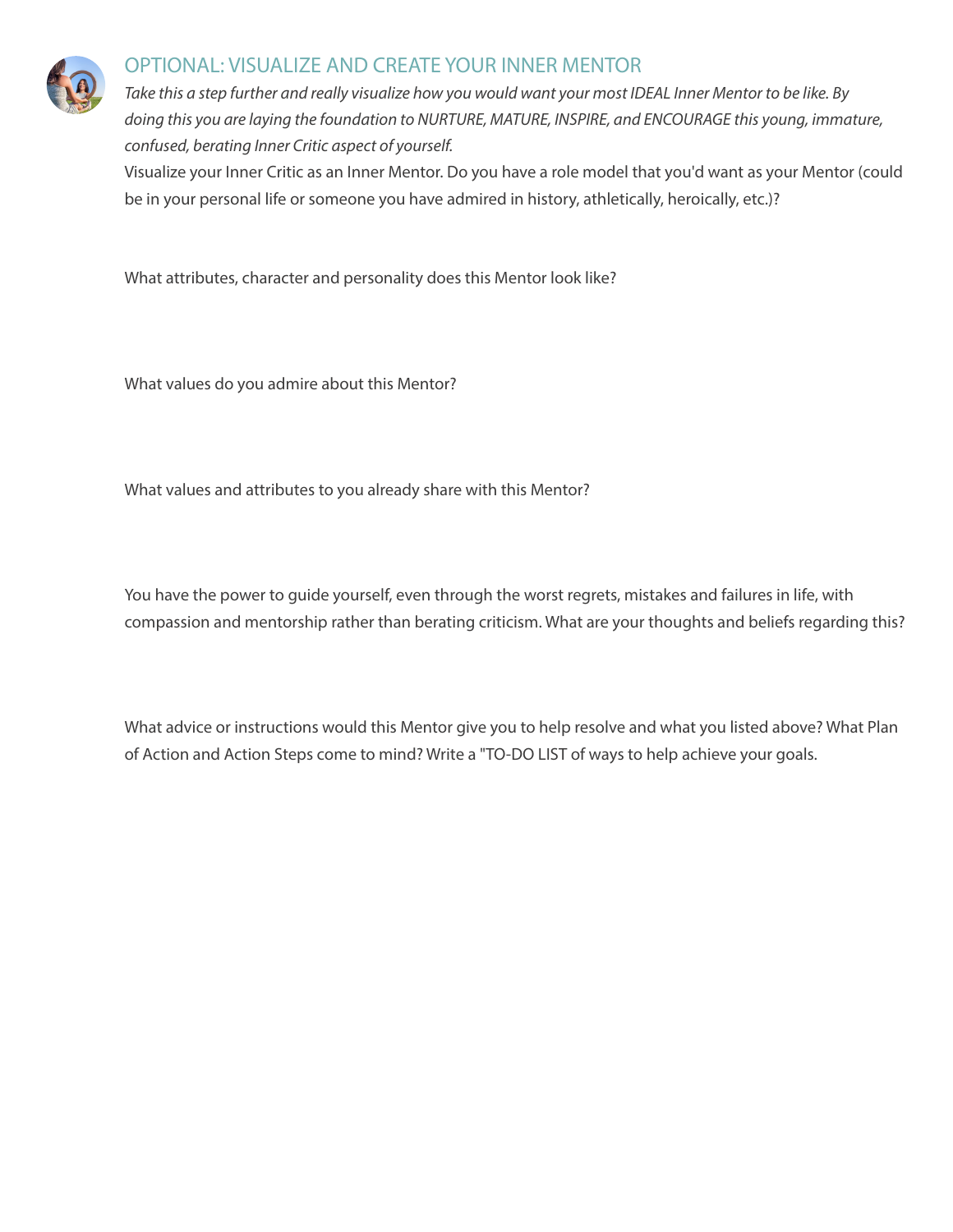## OPTIONAL: VISUALIZE AND CREATE YOUR INNER MENTOR

*Take this a step further and really visualize how you would want your most IDEAL Inner Mentor to be like. By doing this you are laying the foundation to NURTURE, MATURE, INSPIRE, and ENCOURAGE this young, immature, confused, berating Inner Critic aspect of yourself.*

Visualize your Inner Critic as an Inner Mentor. Do you have a role model that you'd want as your Mentor (could be in your personal life or someone you have admired in history, athletically, heroically, etc.)?

What attributes, character and personality does this Mentor look like?

What values do you admire about this Mentor?

What values and attributes to you already share with this Mentor?

You have the power to guide yourself, even through the worst regrets, mistakes and failures in life, with compassion and mentorship rather than berating criticism. What are your thoughts and beliefs regarding this?

What advice or instructions would this Mentor give you to help resolve and what you listed above? What Plan of Action and Action Steps come to mind? Write a "TO-DO LIST of ways to help achieve your goals.